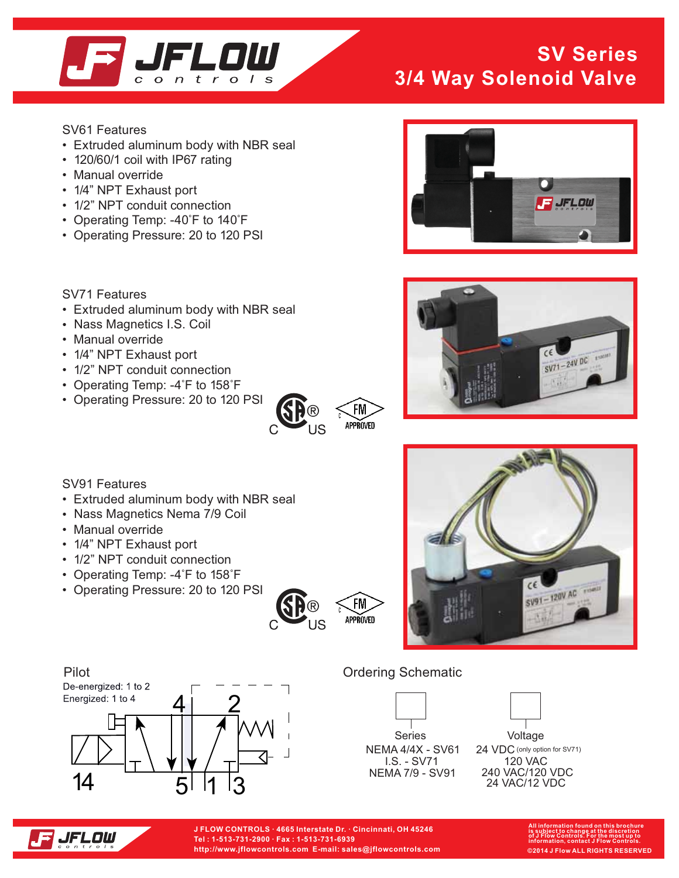# SV Series
## 3/4 Way Solenoid Valve

SV61 Features

- Extruded aluminum body with NBR seal
- 120/60/1 coil with IP67 rating
- Manual override
- 1/4" NPT Exhaust port
- 1/2" NPT conduit connection
- Operating Temp: -40˚F to 140˚F
- Operating Pressure: 20 to 120 PSI

SV71 Features

- Extruded aluminum body with NBR seal
- Nass Magnetics I.S. Coil
- Manual override
- 1/4" NPT Exhaust port
- 1/2" NPT conduit connection
- Operating Temp: -4˚F to 158˚F
- Operating Pressure: 20 to 120 PSI

SV91 Features

- Extruded aluminum body with NBR seal
- Nass Magnetics Nema 7/9 Coil
- Manual override
- 1/4" NPT Exhaust port
- 1/2" NPT conduit connection
- Operating Temp: -4˚F to 158˚F
- Operating Pressure: 20 to 120 PSI

Pilot

De-energized: 1 to 2
Energized: 1 to 4

Ordering Schematic

| Series | Voltage |
|---|---|
| NEMA 4/4X - SV61 | 24 VDC (only option for SV71) |
| I.S. - SV71 | 120 VAC |
| NEMA 7/9 - SV91 | 240 VAC/120 VDC |
| | 24 VAC/12 VDC |

J FLOW CONTROLS · 4665 Interstate Dr. · Cincinnati, OH 45246
Tel : 1-513-731-2900 · Fax : 1-513-731-6939
http://www.jflowcontrols.com E-mail: sales@jflowcontrols.com

All information found on this brochure is subject to change at the discretion of J Flow Controls. For the most up to information, contact J Flow Controls.
©2014 J Flow ALL RIGHTS RESERVED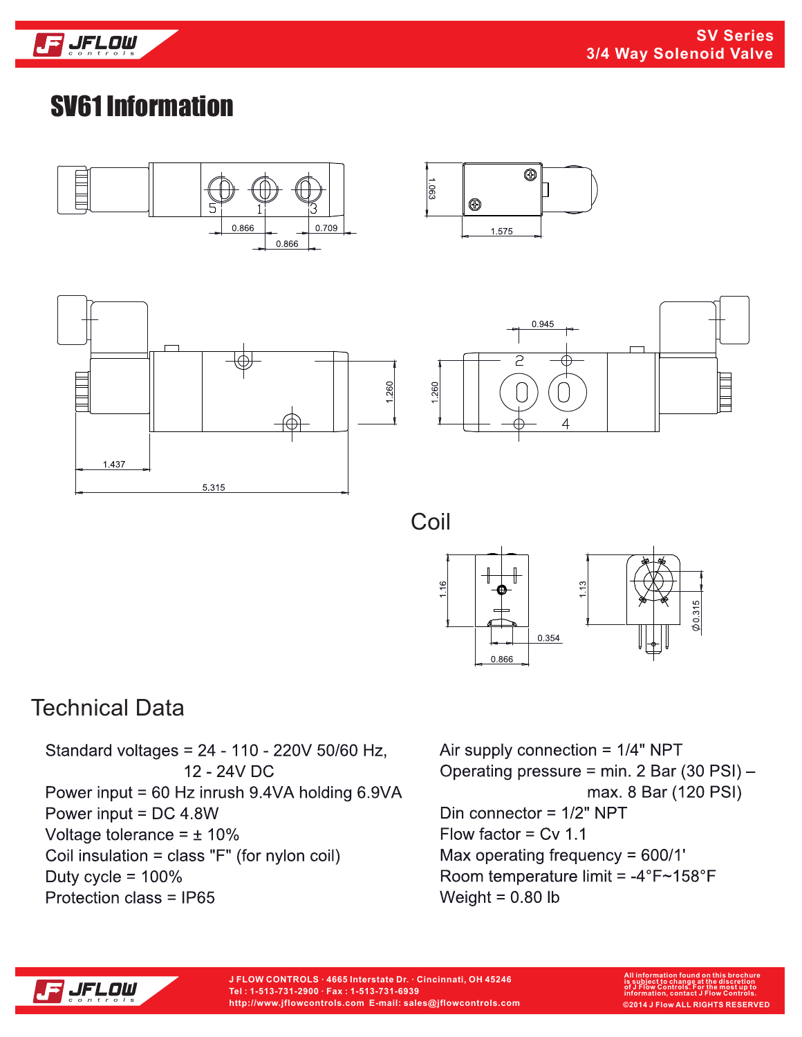# SV61 Information

## Coil

## Technical Data

Standard voltages = 24 - 110 - 220V 50/60 Hz,
12 - 24V DC
Power input = 60 Hz inrush 9.4VA holding 6.9VA
Power input = DC 4.8W
Voltage tolerance = ± 10%
Coil insulation = class "F" (for nylon coil)
Duty cycle = 100%
Protection class = IP65

Air supply connection = 1/4" NPT
Operating pressure = min. 2 Bar (30 PSI) – max. 8 Bar (120 PSI)
Din connector = 1/2" NPT
Flow factor = Cv 1.1
Max operating frequency = 600/1'
Room temperature limit = -4°F~158°F
Weight = 0.80 lb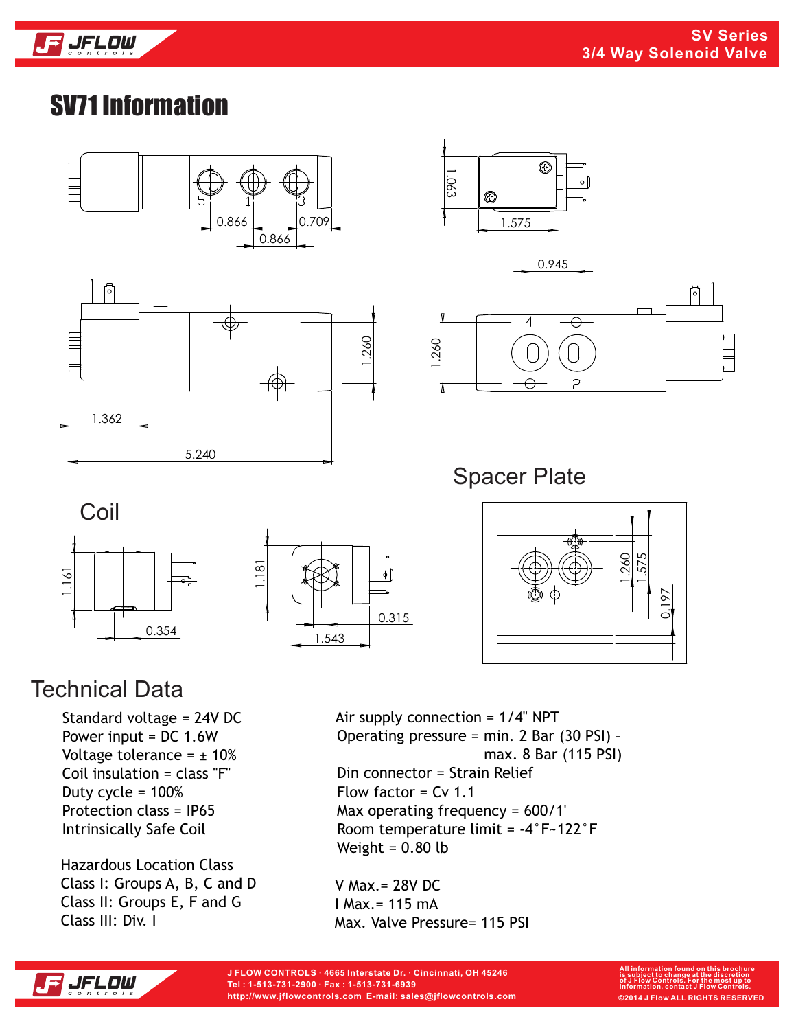# SV71 Information

1.063

1.575

5 1 3

0.866 0.709

0.866

0.945

1.260

4

1.260

2

1.362

5.240

## Spacer Plate

1.260 1.575

0.197

## Coil

1.161

0.354

1.181

0.315

1.543

## Technical Data

Standard voltage = 24V DC
Power input = DC 1.6W
Voltage tolerance = ± 10%
Coil insulation = class "F"
Duty cycle = 100%
Protection class = IP65
Intrinsically Safe Coil

Hazardous Location Class
Class I: Groups A, B, C and D
Class II: Groups E, F and G
Class III: Div. I

Air supply connection = 1/4" NPT
Operating pressure = min. 2 Bar (30 PSI) – max. 8 Bar (115 PSI)
Din connector = Strain Relief
Flow factor = Cv 1.1
Max operating frequency = 600/1'
Room temperature limit = -4°F~122°F
Weight = 0.80 lb

V Max.= 28V DC
I Max.= 115 mA
Max. Valve Pressure= 115 PSI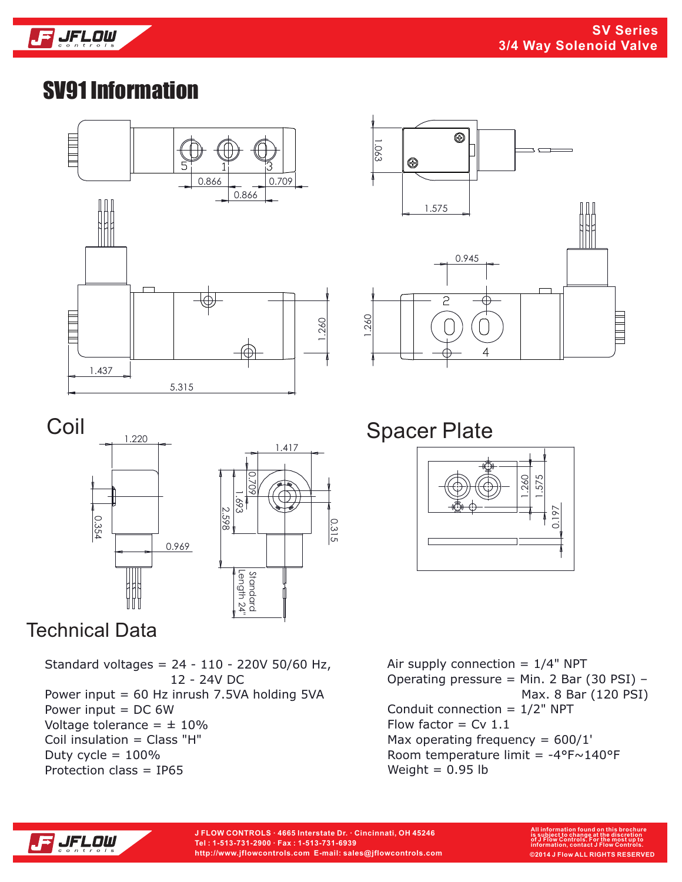# SV91 Information

5 1 3

0.866 0.709

0.866

1.063

1.575

0.945

2

1.260

1.260

4

1.437

5.315

## Coil

1.220

0.354

0.969

1.417

0.709

1.693

2.598

0.315

Standard Length 24"

## Spacer Plate

1.260

1.575

0.197

## Technical Data

Standard voltages = 24 - 110 - 220V 50/60 Hz,
12 - 24V DC
Power input = 60 Hz inrush 7.5VA holding 5VA
Power input = DC 6W
Voltage tolerance = ± 10%
Coil insulation = Class "H"
Duty cycle = 100%
Protection class = IP65

Air supply connection = 1/4" NPT
Operating pressure = Min. 2 Bar (30 PSI) –
Max. 8 Bar (120 PSI)
Conduit connection = 1/2" NPT
Flow factor = Cv 1.1
Max operating frequency = 600/1'
Room temperature limit = -4°F~140°F
Weight = 0.95 lb